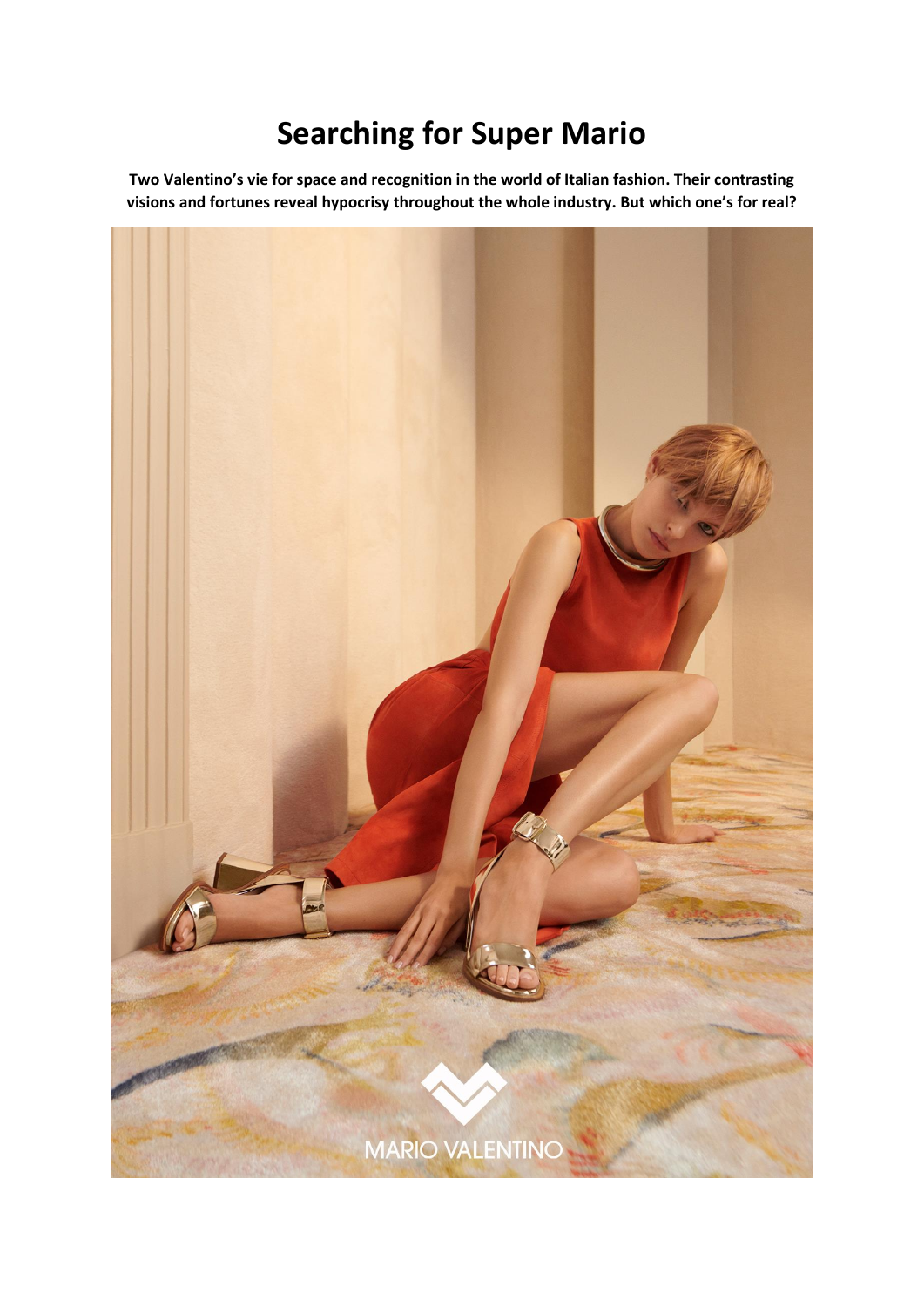# Searching for Super Mario

**Two Valentino's vie for space and recognition in the world of Italian fashion. Their contrasting visions and fortunes reveal hypocrisy throughout the whole industry. But which one's for real?**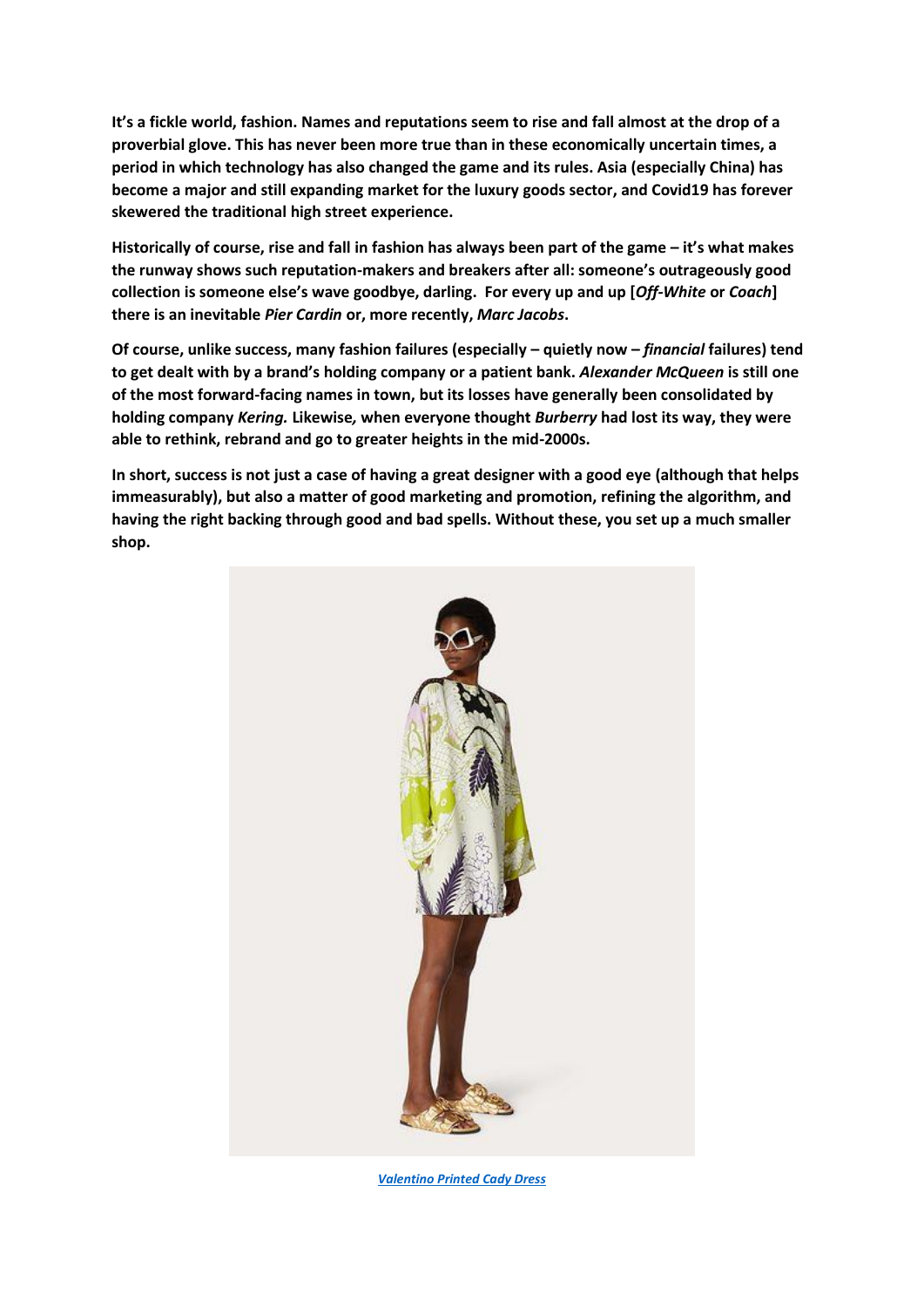**It's a fickle world, fashion. Names and reputations seem to rise and fall almost at the drop of a proverbial glove. This has never been more true than in these economically uncertain times, a period in which technology has also changed the game and its rules. Asia (especially China) has become a major and still expanding market for the luxury goods sector, and Covid19 has forever skewered the traditional high street experience.**

**Historically of course, rise and fall in fashion has always been part of the game – it's what makes the runway shows such reputation-makers and breakers after all: someone's outrageously good collection is someone else's wave goodbye, darling. For every up and up [*Off-White* or *Coach*] there is an inevitable *Pier Cardin* or, more recently, *Marc Jacobs*.**

**Of course, unlike success, many fashion failures (especially – quietly now – *financial* failures) tend to get dealt with by a brand's holding company or a patient bank. *Alexander McQueen* is still one of the most forward-facing names in town, but its losses have generally been consolidated by holding company *Kering.* Likewise, when everyone thought *Burberry* had lost its way, they were able to rethink, rebrand and go to greater heights in the mid-2000s.**

**In short, success is not just a case of having a great designer with a good eye (although that helps immeasurably), but also a matter of good marketing and promotion, refining the algorithm, and having the right backing through good and bad spells. Without these, you set up a much smaller shop.**

***Valentino Printed Cady Dress***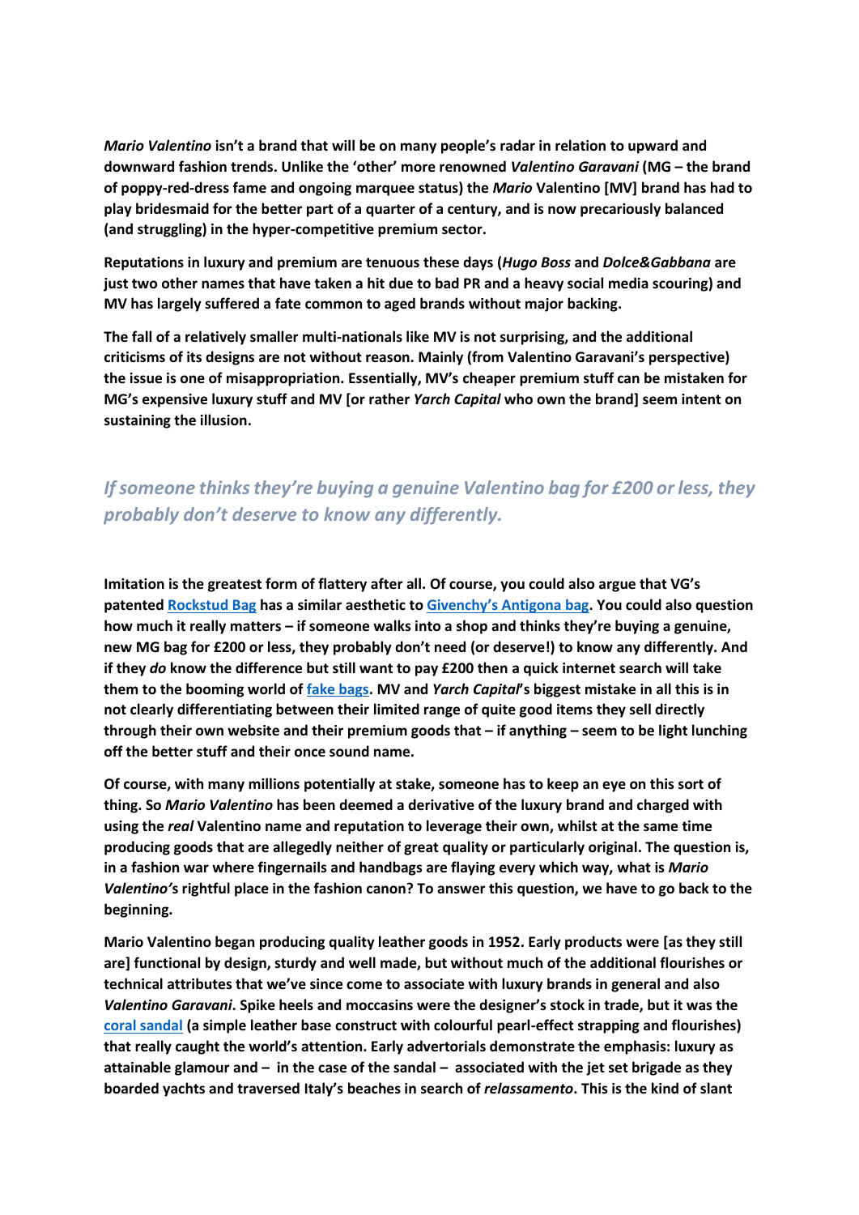***Mario Valentino*** **isn't a brand that will be on many people's radar in relation to upward and downward fashion trends. Unlike the 'other' more renowned *Valentino Garavani* (MG – the brand of poppy-red-dress fame and ongoing marquee status) the *Mario* Valentino [MV] brand has had to play bridesmaid for the better part of a quarter of a century, and is now precariously balanced (and struggling) in the hyper-competitive premium sector.**

**Reputations in luxury and premium are tenuous these days (*Hugo Boss* and *Dolce&Gabbana* are just two other names that have taken a hit due to bad PR and a heavy social media scouring) and MV has largely suffered a fate common to aged brands without major backing.**

**The fall of a relatively smaller multi-nationals like MV is not surprising, and the additional criticisms of its designs are not without reason. Mainly (from Valentino Garavani's perspective) the issue is one of misappropriation. Essentially, MV's cheaper premium stuff can be mistaken for MG's expensive luxury stuff and MV [or rather *Yarch Capital* who own the brand] seem intent on sustaining the illusion.**

> ***If someone thinks they're buying a genuine Valentino bag for £200 or less, they probably don't deserve to know any differently.***

**Imitation is the greatest form of flattery after all. Of course, you could also argue that VG's patented Rockstud Bag has a similar aesthetic to Givenchy's Antigona bag. You could also question how much it really matters – if someone walks into a shop and thinks they're buying a genuine, new MG bag for £200 or less, they probably don't need (or deserve!) to know any differently. And if they *do* know the difference but still want to pay £200 then a quick internet search will take them to the booming world of fake bags. MV and *Yarch Capital*'s biggest mistake in all this is in not clearly differentiating between their limited range of quite good items they sell directly through their own website and their premium goods that – if anything – seem to be light lunching off the better stuff and their once sound name.**

**Of course, with many millions potentially at stake, someone has to keep an eye on this sort of thing. So *Mario Valentino* has been deemed a derivative of the luxury brand and charged with using the *real* Valentino name and reputation to leverage their own, whilst at the same time producing goods that are allegedly neither of great quality or particularly original. The question is, in a fashion war where fingernails and handbags are flaying every which way, what is *Mario Valentino'*s rightful place in the fashion canon? To answer this question, we have to go back to the beginning.**

**Mario Valentino began producing quality leather goods in 1952. Early products were [as they still are] functional by design, sturdy and well made, but without much of the additional flourishes or technical attributes that we've since come to associate with luxury brands in general and also *Valentino Garavani*. Spike heels and moccasins were the designer's stock in trade, but it was the coral sandal (a simple leather base construct with colourful pearl-effect strapping and flourishes) that really caught the world's attention. Early advertorials demonstrate the emphasis: luxury as attainable glamour and – in the case of the sandal – associated with the jet set brigade as they boarded yachts and traversed Italy's beaches in search of *relassamento*. This is the kind of slant**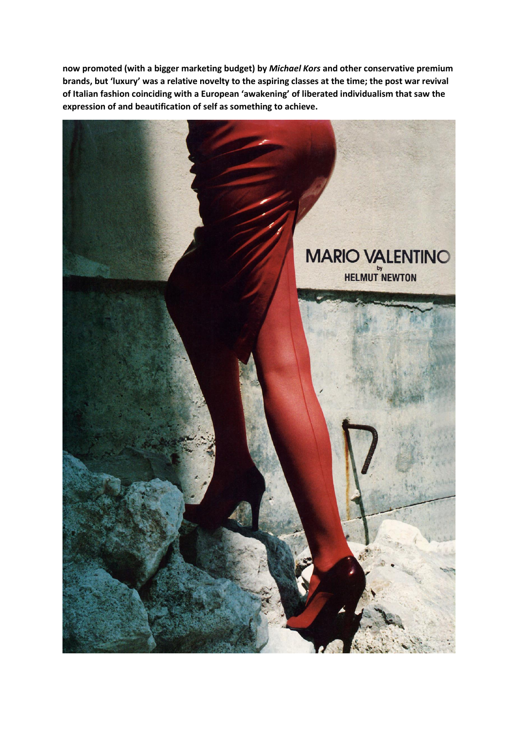**now promoted (with a bigger marketing budget) by *Michael Kors* and other conservative premium brands, but 'luxury' was a relative novelty to the aspiring classes at the time; the post war revival of Italian fashion coinciding with a European 'awakening' of liberated individualism that saw the expression of and beautification of self as something to achieve.**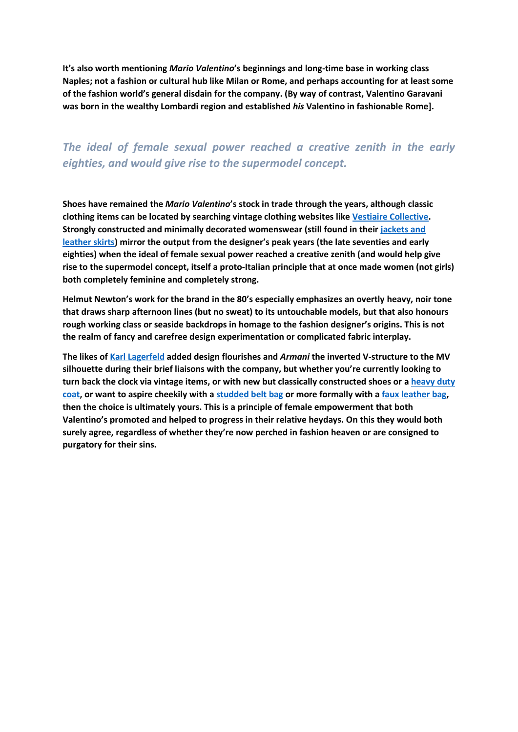**It's also worth mentioning *Mario Valentino*'s beginnings and long-time base in working class Naples; not a fashion or cultural hub like Milan or Rome, and perhaps accounting for at least some of the fashion world's general disdain for the company. (By way of contrast, Valentino Garavani was born in the wealthy Lombardi region and established *his* Valentino in fashionable Rome].**

> *The ideal of female sexual power reached a creative zenith in the early eighties, and would give rise to the supermodel concept.*

**Shoes have remained the *Mario Valentino*'s stock in trade through the years, although classic clothing items can be located by searching vintage clothing websites like Vestiaire Collective. Strongly constructed and minimally decorated womenswear (still found in their jackets and leather skirts) mirror the output from the designer's peak years (the late seventies and early eighties) when the ideal of female sexual power reached a creative zenith (and would help give rise to the supermodel concept, itself a proto-Italian principle that at once made women (not girls) both completely feminine and completely strong.**

**Helmut Newton's work for the brand in the 80's especially emphasizes an overtly heavy, noir tone that draws sharp afternoon lines (but no sweat) to its untouchable models, but that also honours rough working class or seaside backdrops in homage to the fashion designer's origins. This is not the realm of fancy and carefree design experimentation or complicated fabric interplay.**

**The likes of Karl Lagerfeld added design flourishes and *Armani* the inverted V-structure to the MV silhouette during their brief liaisons with the company, but whether you're currently looking to turn back the clock via vintage items, or with new but classically constructed shoes or a heavy duty coat, or want to aspire cheekily with a studded belt bag or more formally with a faux leather bag, then the choice is ultimately yours. This is a principle of female empowerment that both Valentino's promoted and helped to progress in their relative heydays. On this they would both surely agree, regardless of whether they're now perched in fashion heaven or are consigned to purgatory for their sins.**